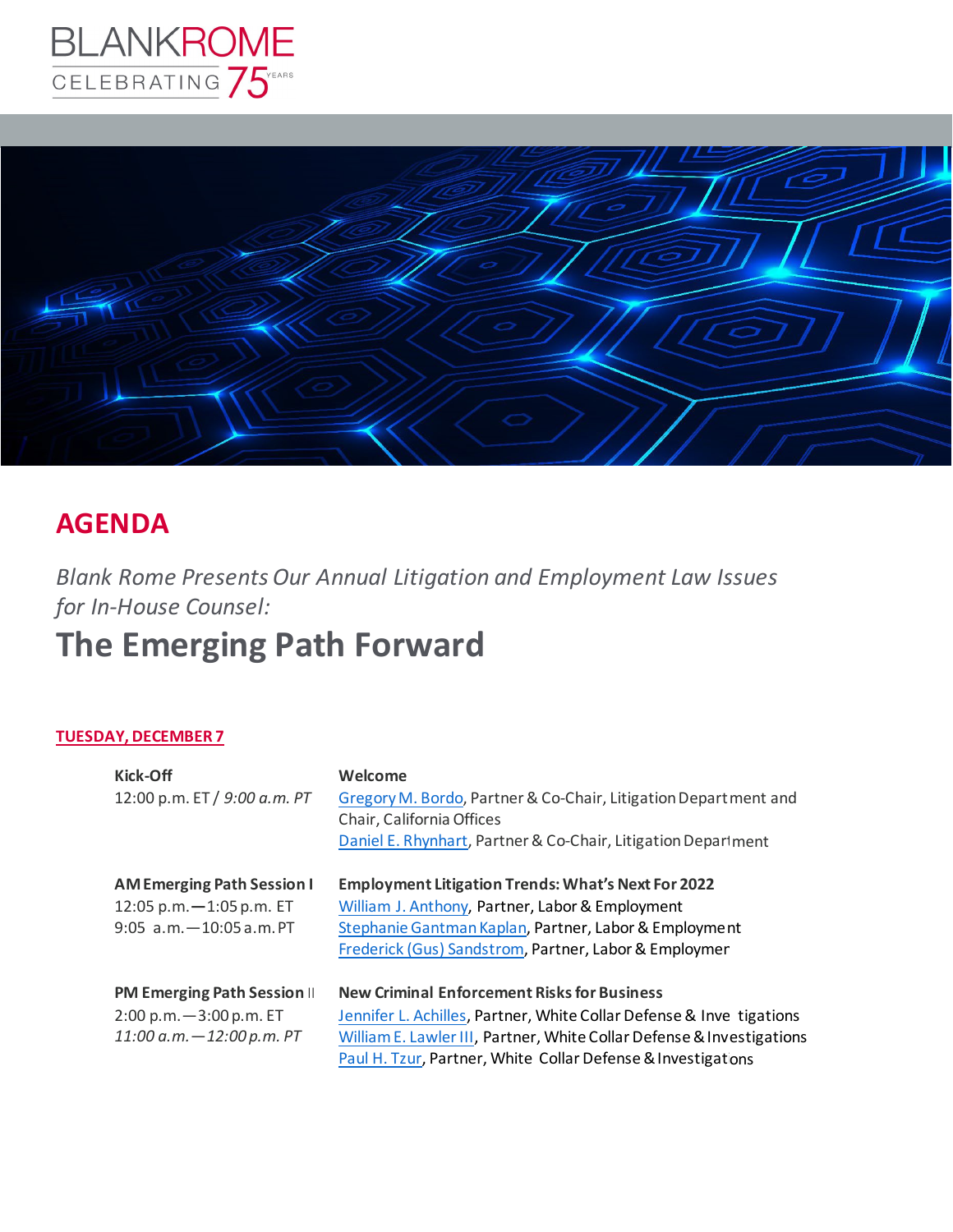BLANKROME CELEBRATING 75 YEARS

# AGENDA

*Blank Rome Presents Our Annual Litigation and Employment Law Issues for In-House Counsel:*

## The Emerging Path Forward

**TUESDAY, DECEMBER 7**

| | |
|---|---|
| **Kick-Off**<br>12:00 p.m. ET / *9:00 a.m. PT* | **Welcome**<br>Gregory M. Bordo, Partner & Co-Chair, Litigation Department and Chair, California Offices<br>Daniel E. Rhynhart, Partner & Co-Chair, Litigation Department |
| **AM Emerging Path Session I**<br>12:05 p.m.—1:05 p.m. ET<br>9:05 a.m.—10:05 a.m. PT | **Employment Litigation Trends: What's Next For 2022**<br>William J. Anthony, Partner, Labor & Employment<br>Stephanie Gantman Kaplan, Partner, Labor & Employment<br>Frederick (Gus) Sandstrom, Partner, Labor & Employmer |
| **PM Emerging Path Session II**<br>2:00 p.m.—3:00 p.m. ET<br>*11:00 a.m.—12:00 p.m. PT* | **New Criminal Enforcement Risks for Business**<br>Jennifer L. Achilles, Partner, White Collar Defense & Inve tigations<br>William E. Lawler III, Partner, White Collar Defense & Investigations<br>Paul H. Tzur, Partner, White Collar Defense & Investigations |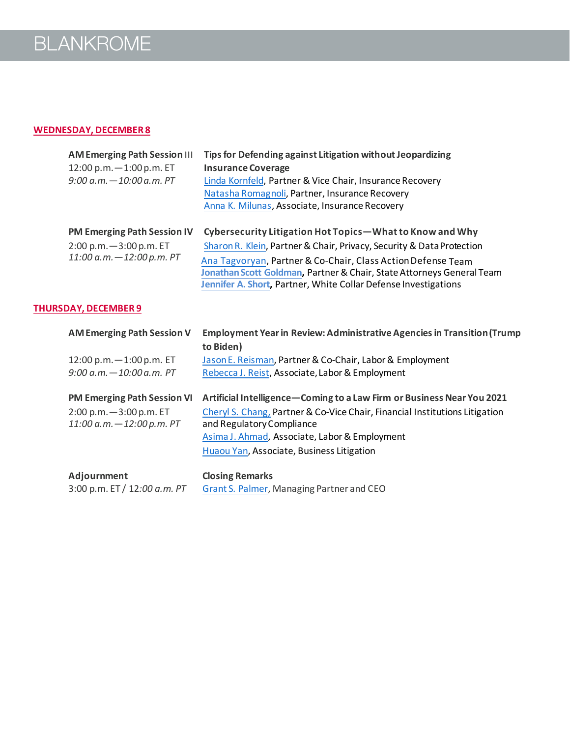BLANKROME

## WEDNESDAY, DECEMBER 8

**AM Emerging Path Session III**
12:00 p.m.—1:00 p.m. ET
*9:00 a.m.—10:00 a.m. PT*

**Tips for Defending against Litigation without Jeopardizing Insurance Coverage**
Linda Kornfeld, Partner & Vice Chair, Insurance Recovery
Natasha Romagnoli, Partner, Insurance Recovery
Anna K. Milunas, Associate, Insurance Recovery

**PM Emerging Path Session IV**
2:00 p.m.—3:00 p.m. ET
*11:00 a.m.—12:00 p.m. PT*

**Cybersecurity Litigation Hot Topics—What to Know and Why**
Sharon R. Klein, Partner & Chair, Privacy, Security & Data Protection
Ana Tagvoryan, Partner & Co-Chair, Class Action Defense Team
**Jonathan Scott Goldman,** Partner & Chair, State Attorneys General Team
**Jennifer A. Short,** Partner, White Collar Defense Investigations

## THURSDAY, DECEMBER 9

**AM Emerging Path Session V**
12:00 p.m.—1:00 p.m. ET
*9:00 a.m.—10:00 a.m. PT*

**Employment Year in Review: Administrative Agencies in Transition (Trump to Biden)**
Jason E. Reisman, Partner & Co-Chair, Labor & Employment
Rebecca J. Reist, Associate, Labor & Employment

**PM Emerging Path Session VI**
2:00 p.m.—3:00 p.m. ET
*11:00 a.m.—12:00 p.m. PT*

**Artificial Intelligence—Coming to a Law Firm or Business Near You 2021**
Cheryl S. Chang, Partner & Co-Vice Chair, Financial Institutions Litigation and Regulatory Compliance
Asima J. Ahmad, Associate, Labor & Employment
Huaou Yan, Associate, Business Litigation

**Adjournment**
3:00 p.m. ET / 12*:00 a.m. PT*

**Closing Remarks**
Grant S. Palmer, Managing Partner and CEO